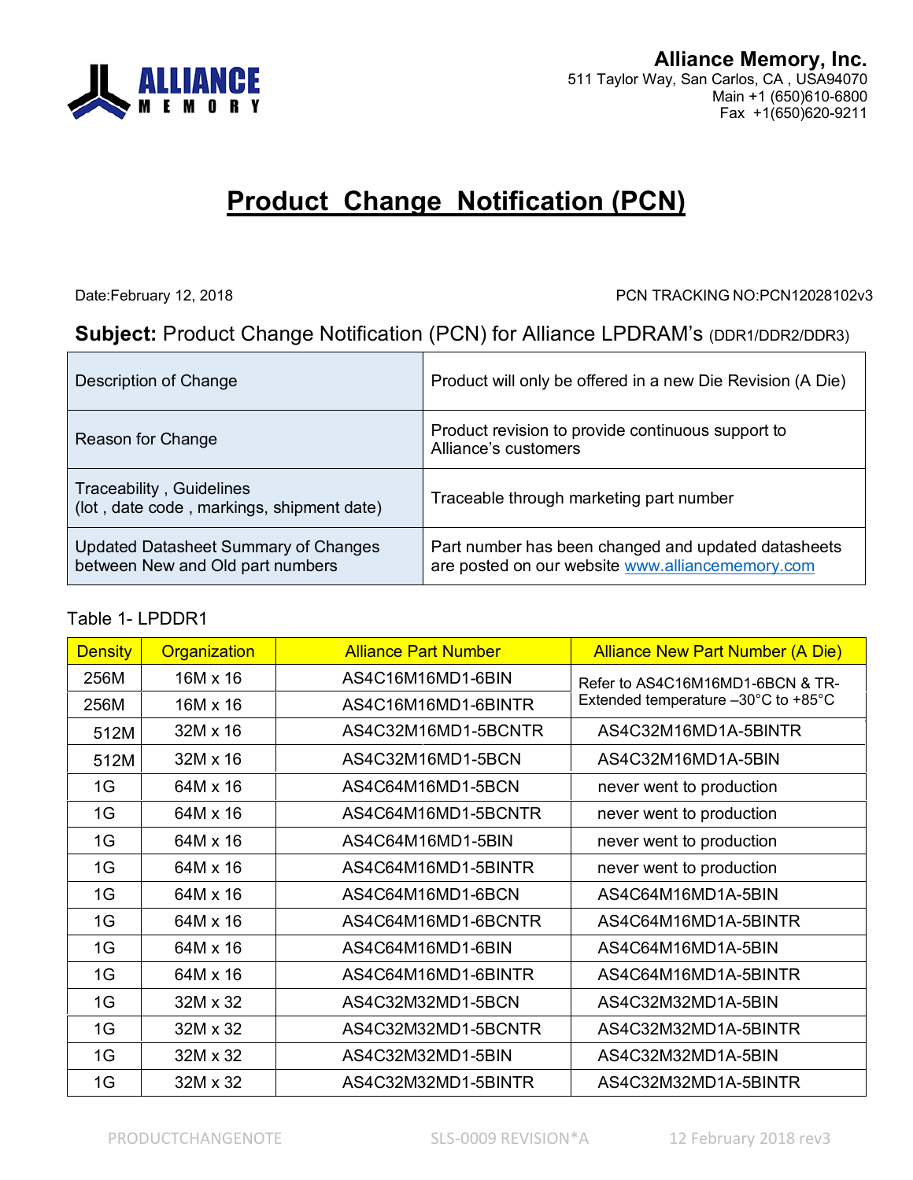**Alliance Memory, Inc.**
511 Taylor Way, San Carlos, CA , USA94070
Main +1 (650)610-6800
Fax +1(650)620-9211

# Product Change Notification (PCN)

Date:February 12, 2018

PCN TRACKING NO:PCN12028102v3

**Subject:** Product Change Notification (PCN) for Alliance LPDRAM's (DDR1/DDR2/DDR3)

| | |
|---|---|
| Description of Change | Product will only be offered in a new Die Revision (A Die) |
| Reason for Change | Product revision to provide continuous support to Alliance's customers |
| Traceability , Guidelines<br>(lot , date code , markings, shipment date) | Traceable through marketing part number |
| Updated Datasheet Summary of Changes between New and Old part numbers | Part number has been changed and updated datasheets are posted on our website www.alliancememory.com |

Table 1- LPDDR1

| Density | Organization | Alliance Part Number | Alliance New Part Number (A Die) |
|---|---|---|---|
| 256M | 16M x 16 | AS4C16M16MD1-6BIN | Refer to AS4C16M16MD1-6BCN & TR- Extended temperature –30°C to +85°C |
| 256M | 16M x 16 | AS4C16M16MD1-6BINTR | |
| 512M | 32M x 16 | AS4C32M16MD1-5BCNTR | AS4C32M16MD1A-5BINTR |
| 512M | 32M x 16 | AS4C32M16MD1-5BCN | AS4C32M16MD1A-5BIN |
| 1G | 64M x 16 | AS4C64M16MD1-5BCN | never went to production |
| 1G | 64M x 16 | AS4C64M16MD1-5BCNTR | never went to production |
| 1G | 64M x 16 | AS4C64M16MD1-5BIN | never went to production |
| 1G | 64M x 16 | AS4C64M16MD1-5BINTR | never went to production |
| 1G | 64M x 16 | AS4C64M16MD1-6BCN | AS4C64M16MD1A-5BIN |
| 1G | 64M x 16 | AS4C64M16MD1-6BCNTR | AS4C64M16MD1A-5BINTR |
| 1G | 64M x 16 | AS4C64M16MD1-6BIN | AS4C64M16MD1A-5BIN |
| 1G | 64M x 16 | AS4C64M16MD1-6BINTR | AS4C64M16MD1A-5BINTR |
| 1G | 32M x 32 | AS4C32M32MD1-5BCN | AS4C32M32MD1A-5BIN |
| 1G | 32M x 32 | AS4C32M32MD1-5BCNTR | AS4C32M32MD1A-5BINTR |
| 1G | 32M x 32 | AS4C32M32MD1-5BIN | AS4C32M32MD1A-5BIN |
| 1G | 32M x 32 | AS4C32M32MD1-5BINTR | AS4C32M32MD1A-5BINTR |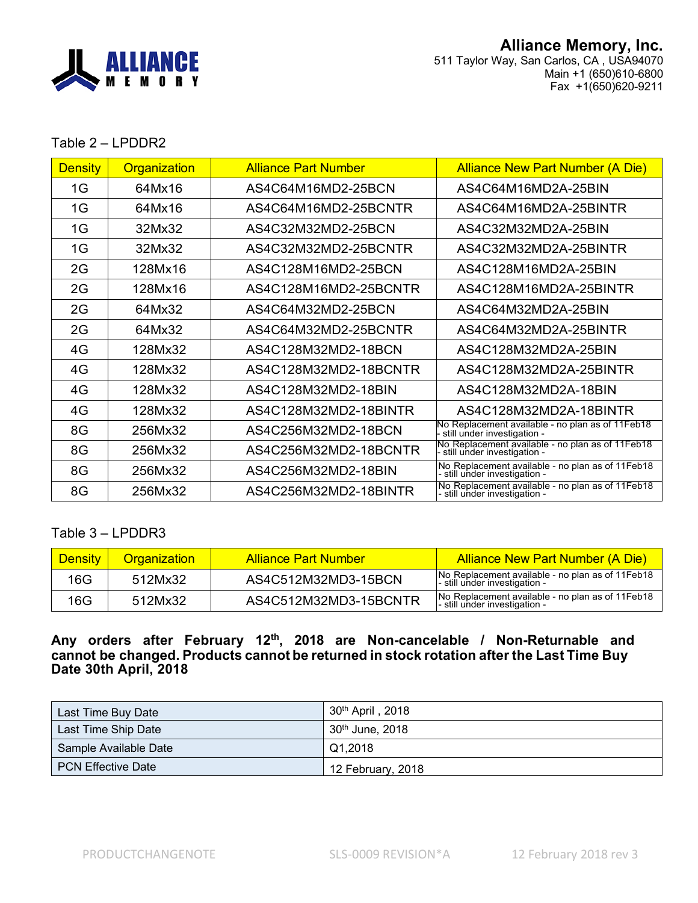Table 2 – LPDDR2

| Density | Organization | Alliance Part Number | Alliance New Part Number (A Die) |
|---|---|---|---|
| 1G | 64Mx16 | AS4C64M16MD2-25BCN | AS4C64M16MD2A-25BIN |
| 1G | 64Mx16 | AS4C64M16MD2-25BCNTR | AS4C64M16MD2A-25BINTR |
| 1G | 32Mx32 | AS4C32M32MD2-25BCN | AS4C32M32MD2A-25BIN |
| 1G | 32Mx32 | AS4C32M32MD2-25BCNTR | AS4C32M32MD2A-25BINTR |
| 2G | 128Mx16 | AS4C128M16MD2-25BCN | AS4C128M16MD2A-25BIN |
| 2G | 128Mx16 | AS4C128M16MD2-25BCNTR | AS4C128M16MD2A-25BINTR |
| 2G | 64Mx32 | AS4C64M32MD2-25BCN | AS4C64M32MD2A-25BIN |
| 2G | 64Mx32 | AS4C64M32MD2-25BCNTR | AS4C64M32MD2A-25BINTR |
| 4G | 128Mx32 | AS4C128M32MD2-18BCN | AS4C128M32MD2A-25BIN |
| 4G | 128Mx32 | AS4C128M32MD2-18BCNTR | AS4C128M32MD2A-25BINTR |
| 4G | 128Mx32 | AS4C128M32MD2-18BIN | AS4C128M32MD2A-18BIN |
| 4G | 128Mx32 | AS4C128M32MD2-18BINTR | AS4C128M32MD2A-18BINTR |
| 8G | 256Mx32 | AS4C256M32MD2-18BCN | No Replacement available - no plan as of 11Feb18 - still under investigation - |
| 8G | 256Mx32 | AS4C256M32MD2-18BCNTR | No Replacement available - no plan as of 11Feb18 - still under investigation - |
| 8G | 256Mx32 | AS4C256M32MD2-18BIN | No Replacement available - no plan as of 11Feb18 - still under investigation - |
| 8G | 256Mx32 | AS4C256M32MD2-18BINTR | No Replacement available - no plan as of 11Feb18 - still under investigation - |

Table 3 – LPDDR3

| Density | Organization | Alliance Part Number | Alliance New Part Number (A Die) |
|---|---|---|---|
| 16G | 512Mx32 | AS4C512M32MD3-15BCN | No Replacement available - no plan as of 11Feb18 - still under investigation - |
| 16G | 512Mx32 | AS4C512M32MD3-15BCNTR | No Replacement available - no plan as of 11Feb18 - still under investigation - |

**Any orders after February 12th, 2018 are Non-cancelable / Non-Returnable and cannot be changed. Products cannot be returned in stock rotation after the Last Time Buy Date 30th April, 2018**

| | |
|---|---|
| Last Time Buy Date | 30th April , 2018 |
| Last Time Ship Date | 30th June, 2018 |
| Sample Available Date | Q1,2018 |
| PCN Effective Date | 12 February, 2018 |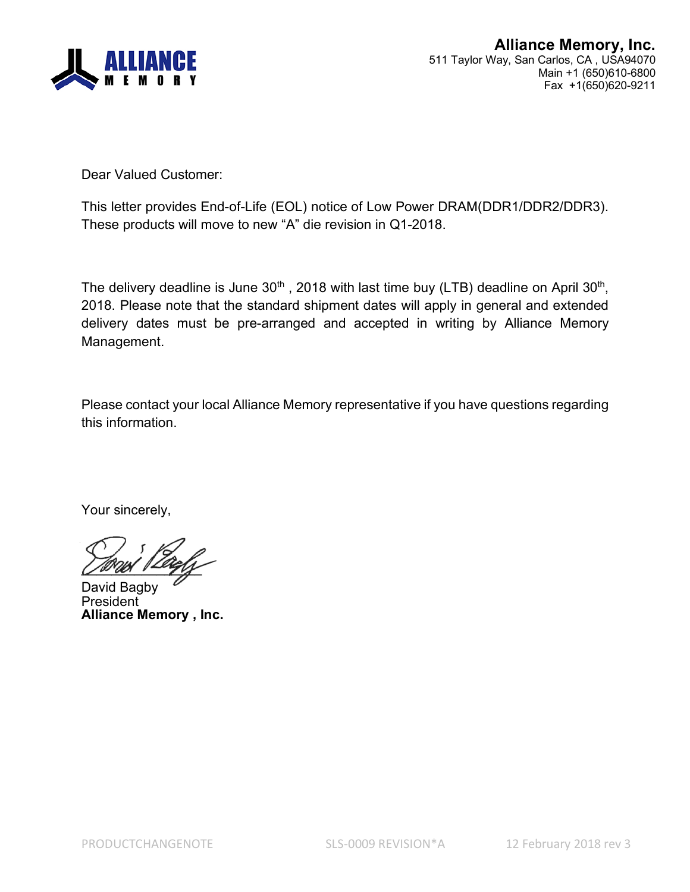**Alliance Memory, Inc.**
511 Taylor Way, San Carlos, CA , USA94070
Main +1 (650)610-6800
Fax +1(650)620-9211

Dear Valued Customer:

This letter provides End-of-Life (EOL) notice of Low Power DRAM(DDR1/DDR2/DDR3). These products will move to new “A” die revision in Q1-2018.

The delivery deadline is June 30th , 2018 with last time buy (LTB) deadline on April 30th, 2018. Please note that the standard shipment dates will apply in general and extended delivery dates must be pre-arranged and accepted in writing by Alliance Memory Management.

Please contact your local Alliance Memory representative if you have questions regarding this information.

Your sincerely,

David Bagby
President
**Alliance Memory , Inc.**

PRODUCTCHANGENOTE SLS-0009 REVISION*A 12 February 2018 rev 3